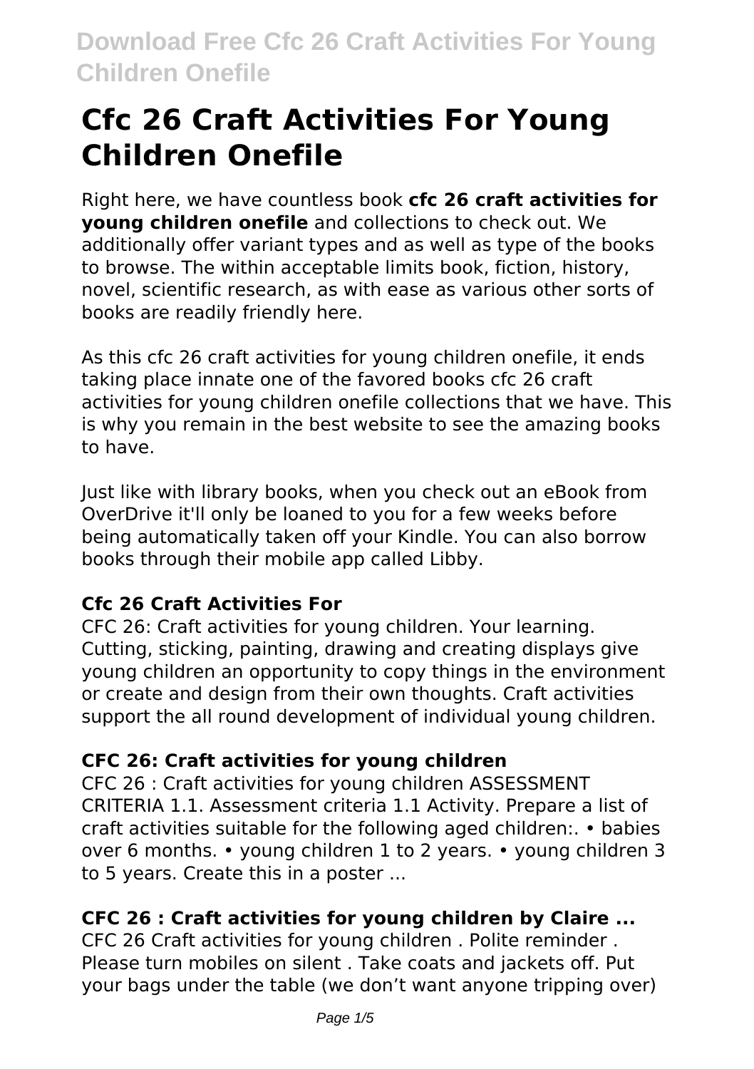# Cfc 26 Craft Activities For Young Children Onefile

Right here, we have countless book **cfc 26 craft activities for young children onefile** and collections to check out. We additionally offer variant types and as well as type of the books to browse. The within acceptable limits book, fiction, history, novel, scientific research, as with ease as various other sorts of books are readily friendly here.

As this cfc 26 craft activities for young children onefile, it ends taking place innate one of the favored books cfc 26 craft activities for young children onefile collections that we have. This is why you remain in the best website to see the amazing books to have.

Just like with library books, when you check out an eBook from OverDrive it'll only be loaned to you for a few weeks before being automatically taken off your Kindle. You can also borrow books through their mobile app called Libby.

### Cfc 26 Craft Activities For

CFC 26: Craft activities for young children. Your learning. Cutting, sticking, painting, drawing and creating displays give young children an opportunity to copy things in the environment or create and design from their own thoughts. Craft activities support the all round development of individual young children.

### CFC 26: Craft activities for young children

CFC 26 : Craft activities for young children ASSESSMENT CRITERIA 1.1. Assessment criteria 1.1 Activity. Prepare a list of craft activities suitable for the following aged children:. • babies over 6 months. • young children 1 to 2 years. • young children 3 to 5 years. Create this in a poster ...

### CFC 26 : Craft activities for young children by Claire ...

CFC 26 Craft activities for young children . Polite reminder . Please turn mobiles on silent . Take coats and jackets off. Put your bags under the table (we don't want anyone tripping over)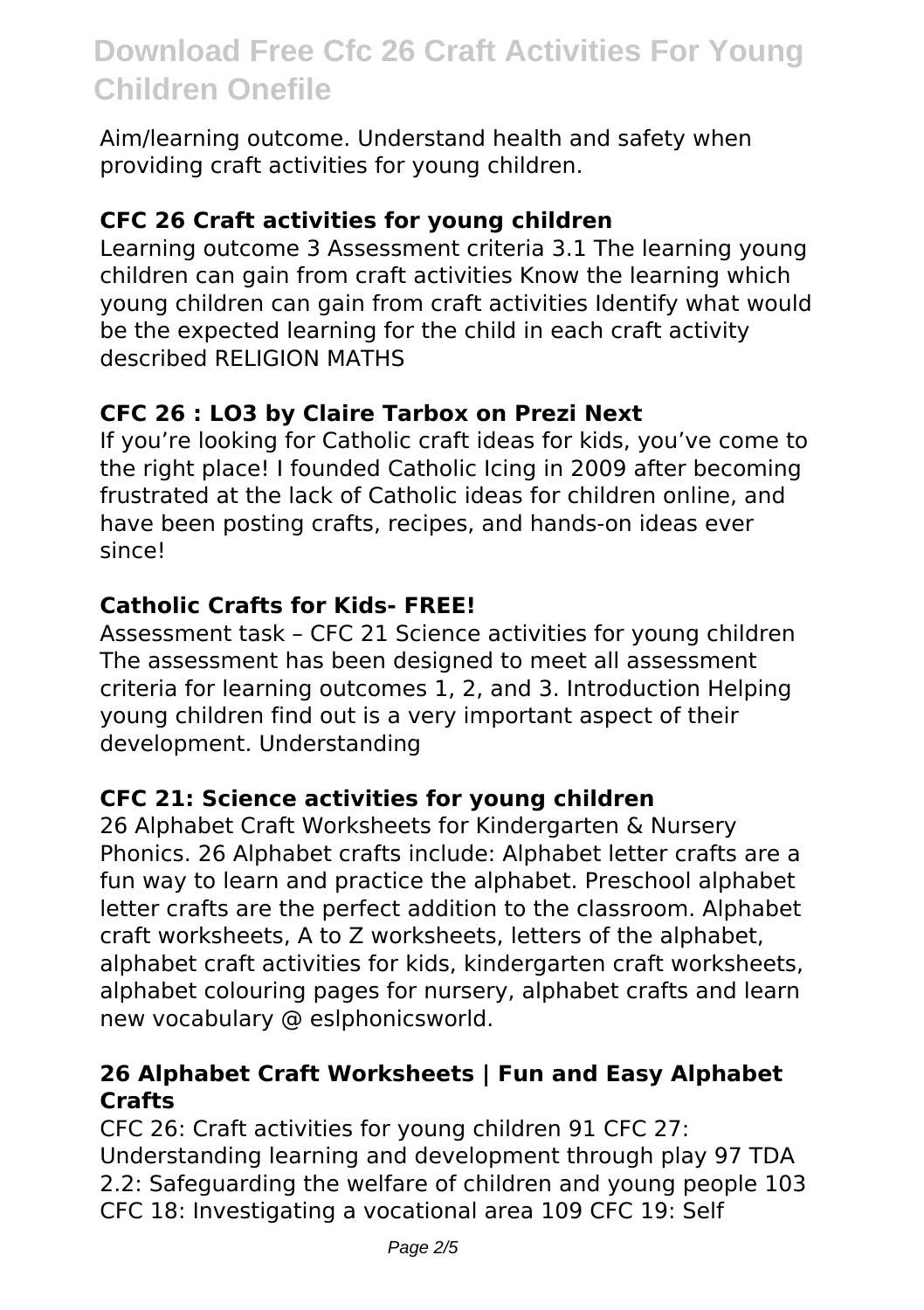Aim/learning outcome. Understand health and safety when providing craft activities for young children.

### CFC 26 Craft activities for young children

Learning outcome 3 Assessment criteria 3.1 The learning young children can gain from craft activities Know the learning which young children can gain from craft activities Identify what would be the expected learning for the child in each craft activity described RELIGION MATHS

### CFC 26 : LO3 by Claire Tarbox on Prezi Next

If you're looking for Catholic craft ideas for kids, you've come to the right place! I founded Catholic Icing in 2009 after becoming frustrated at the lack of Catholic ideas for children online, and have been posting crafts, recipes, and hands-on ideas ever since!

### Catholic Crafts for Kids- FREE!

Assessment task – CFC 21 Science activities for young children The assessment has been designed to meet all assessment criteria for learning outcomes 1, 2, and 3. Introduction Helping young children find out is a very important aspect of their development. Understanding

### CFC 21: Science activities for young children

26 Alphabet Craft Worksheets for Kindergarten & Nursery Phonics. 26 Alphabet crafts include: Alphabet letter crafts are a fun way to learn and practice the alphabet. Preschool alphabet letter crafts are the perfect addition to the classroom. Alphabet craft worksheets, A to Z worksheets, letters of the alphabet, alphabet craft activities for kids, kindergarten craft worksheets, alphabet colouring pages for nursery, alphabet crafts and learn new vocabulary @ eslphonicsworld.

### 26 Alphabet Craft Worksheets | Fun and Easy Alphabet Crafts

CFC 26: Craft activities for young children 91 CFC 27: Understanding learning and development through play 97 TDA 2.2: Safeguarding the welfare of children and young people 103 CFC 18: Investigating a vocational area 109 CFC 19: Self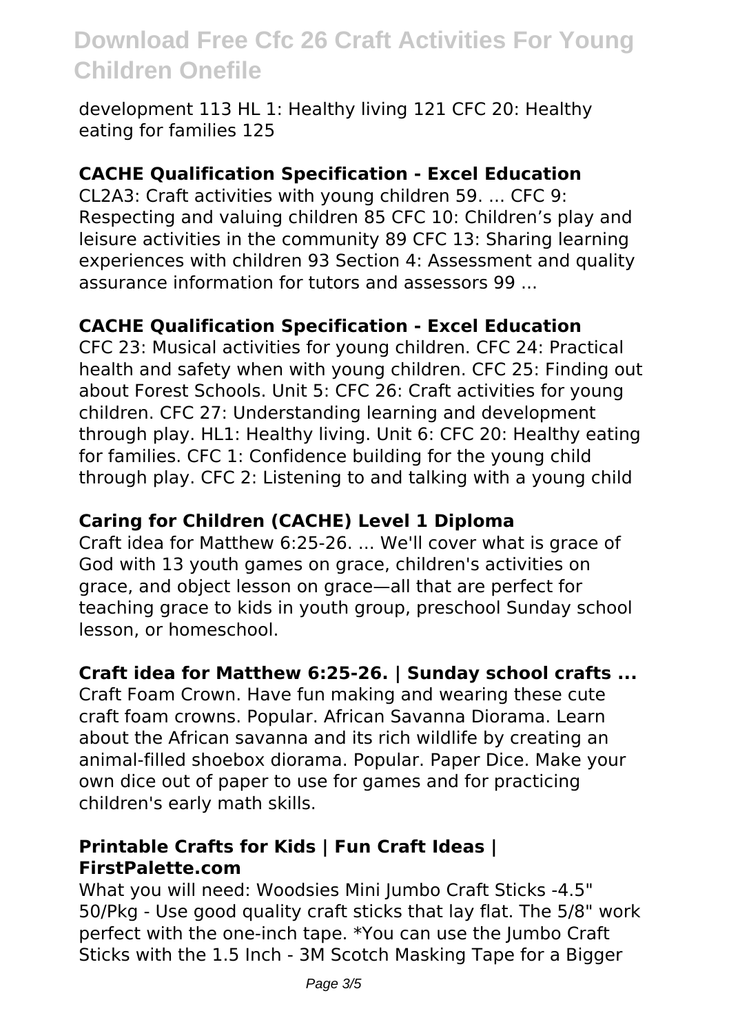development 113 HL 1: Healthy living 121 CFC 20: Healthy eating for families 125

### CACHE Qualification Specification - Excel Education

CL2A3: Craft activities with young children 59. ... CFC 9: Respecting and valuing children 85 CFC 10: Children's play and leisure activities in the community 89 CFC 13: Sharing learning experiences with children 93 Section 4: Assessment and quality assurance information for tutors and assessors 99 ...

### CACHE Qualification Specification - Excel Education

CFC 23: Musical activities for young children. CFC 24: Practical health and safety when with young children. CFC 25: Finding out about Forest Schools. Unit 5: CFC 26: Craft activities for young children. CFC 27: Understanding learning and development through play. HL1: Healthy living. Unit 6: CFC 20: Healthy eating for families. CFC 1: Confidence building for the young child through play. CFC 2: Listening to and talking with a young child

### Caring for Children (CACHE) Level 1 Diploma

Craft idea for Matthew 6:25-26. ... We'll cover what is grace of God with 13 youth games on grace, children's activities on grace, and object lesson on grace—all that are perfect for teaching grace to kids in youth group, preschool Sunday school lesson, or homeschool.

### Craft idea for Matthew 6:25-26. | Sunday school crafts ...

Craft Foam Crown. Have fun making and wearing these cute craft foam crowns. Popular. African Savanna Diorama. Learn about the African savanna and its rich wildlife by creating an animal-filled shoebox diorama. Popular. Paper Dice. Make your own dice out of paper to use for games and for practicing children's early math skills.

### Printable Crafts for Kids | Fun Craft Ideas | FirstPalette.com

What you will need: Woodsies Mini Jumbo Craft Sticks -4.5" 50/Pkg - Use good quality craft sticks that lay flat. The 5/8" work perfect with the one-inch tape. *You can use the Jumbo Craft Sticks with the 1.5 Inch - 3M Scotch Masking Tape for a Bigger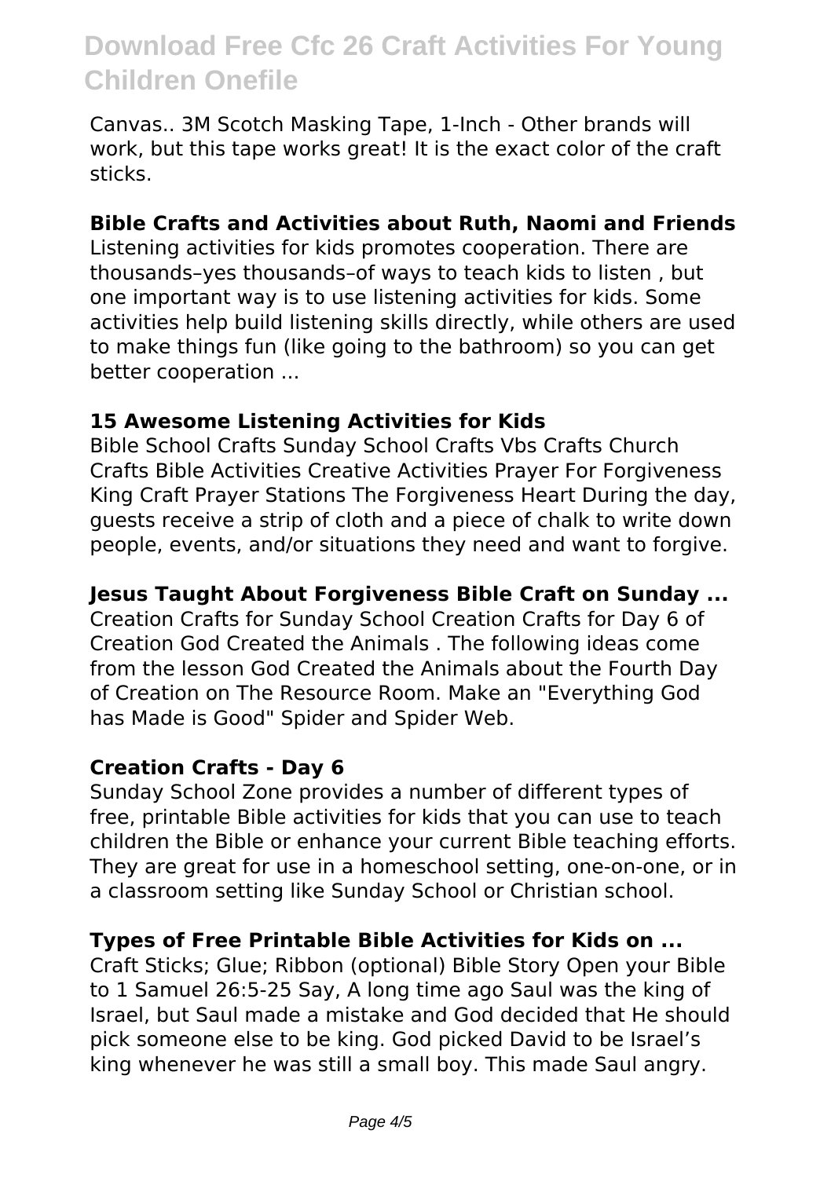Canvas.. 3M Scotch Masking Tape, 1-Inch - Other brands will work, but this tape works great! It is the exact color of the craft sticks.

**Bible Crafts and Activities about Ruth, Naomi and Friends**

Listening activities for kids promotes cooperation. There are thousands–yes thousands–of ways to teach kids to listen , but one important way is to use listening activities for kids. Some activities help build listening skills directly, while others are used to make things fun (like going to the bathroom) so you can get better cooperation ...

**15 Awesome Listening Activities for Kids**

Bible School Crafts Sunday School Crafts Vbs Crafts Church Crafts Bible Activities Creative Activities Prayer For Forgiveness King Craft Prayer Stations The Forgiveness Heart During the day, guests receive a strip of cloth and a piece of chalk to write down people, events, and/or situations they need and want to forgive.

**Jesus Taught About Forgiveness Bible Craft on Sunday ...**

Creation Crafts for Sunday School Creation Crafts for Day 6 of Creation God Created the Animals . The following ideas come from the lesson God Created the Animals about the Fourth Day of Creation on The Resource Room. Make an "Everything God has Made is Good" Spider and Spider Web.

**Creation Crafts - Day 6**

Sunday School Zone provides a number of different types of free, printable Bible activities for kids that you can use to teach children the Bible or enhance your current Bible teaching efforts. They are great for use in a homeschool setting, one-on-one, or in a classroom setting like Sunday School or Christian school.

**Types of Free Printable Bible Activities for Kids on ...**

Craft Sticks; Glue; Ribbon (optional) Bible Story Open your Bible to 1 Samuel 26:5-25 Say, A long time ago Saul was the king of Israel, but Saul made a mistake and God decided that He should pick someone else to be king. God picked David to be Israel's king whenever he was still a small boy. This made Saul angry.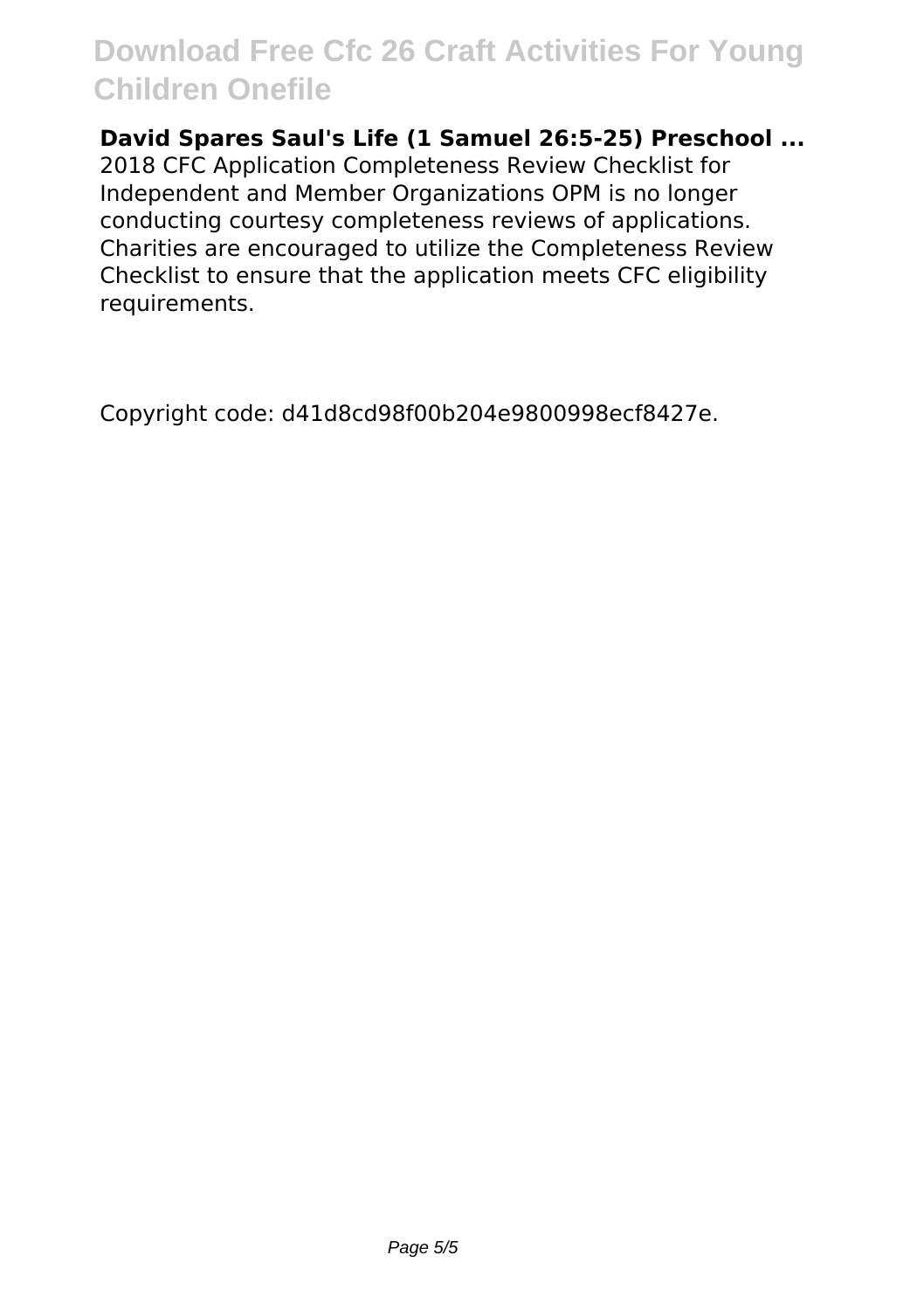**David Spares Saul's Life (1 Samuel 26:5-25) Preschool ...**
2018 CFC Application Completeness Review Checklist for Independent and Member Organizations OPM is no longer conducting courtesy completeness reviews of applications. Charities are encouraged to utilize the Completeness Review Checklist to ensure that the application meets CFC eligibility requirements.

Copyright code: d41d8cd98f00b204e9800998ecf8427e.